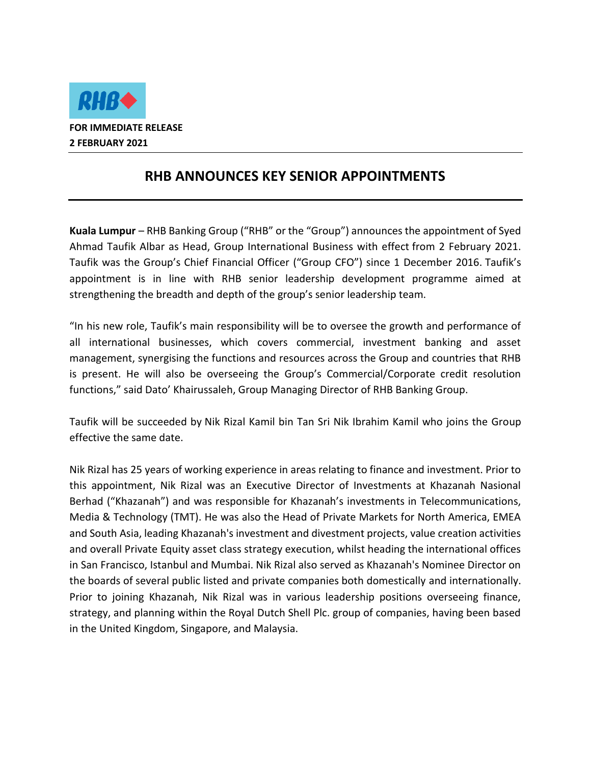**FOR IMMEDIATE RELEASE**
**2 FEBRUARY 2021**

# RHB ANNOUNCES KEY SENIOR APPOINTMENTS

**Kuala Lumpur** – RHB Banking Group ("RHB" or the "Group") announces the appointment of Syed Ahmad Taufik Albar as Head, Group International Business with effect from 2 February 2021. Taufik was the Group's Chief Financial Officer ("Group CFO") since 1 December 2016. Taufik's appointment is in line with RHB senior leadership development programme aimed at strengthening the breadth and depth of the group's senior leadership team.

"In his new role, Taufik's main responsibility will be to oversee the growth and performance of all international businesses, which covers commercial, investment banking and asset management, synergising the functions and resources across the Group and countries that RHB is present. He will also be overseeing the Group's Commercial/Corporate credit resolution functions," said Dato' Khairussaleh, Group Managing Director of RHB Banking Group.

Taufik will be succeeded by Nik Rizal Kamil bin Tan Sri Nik Ibrahim Kamil who joins the Group effective the same date.

Nik Rizal has 25 years of working experience in areas relating to finance and investment. Prior to this appointment, Nik Rizal was an Executive Director of Investments at Khazanah Nasional Berhad ("Khazanah") and was responsible for Khazanah's investments in Telecommunications, Media & Technology (TMT). He was also the Head of Private Markets for North America, EMEA and South Asia, leading Khazanah's investment and divestment projects, value creation activities and overall Private Equity asset class strategy execution, whilst heading the international offices in San Francisco, Istanbul and Mumbai. Nik Rizal also served as Khazanah's Nominee Director on the boards of several public listed and private companies both domestically and internationally. Prior to joining Khazanah, Nik Rizal was in various leadership positions overseeing finance, strategy, and planning within the Royal Dutch Shell Plc. group of companies, having been based in the United Kingdom, Singapore, and Malaysia.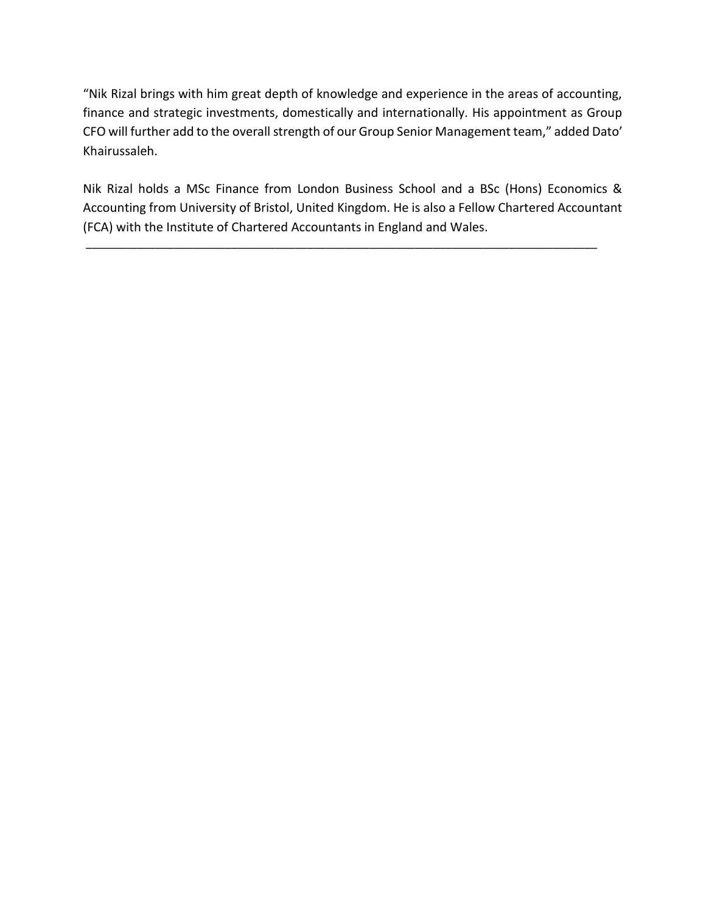"Nik Rizal brings with him great depth of knowledge and experience in the areas of accounting, finance and strategic investments, domestically and internationally. His appointment as Group CFO will further add to the overall strength of our Group Senior Management team," added Dato' Khairussaleh.

Nik Rizal holds a MSc Finance from London Business School and a BSc (Hons) Economics & Accounting from University of Bristol, United Kingdom. He is also a Fellow Chartered Accountant (FCA) with the Institute of Chartered Accountants in England and Wales.

---